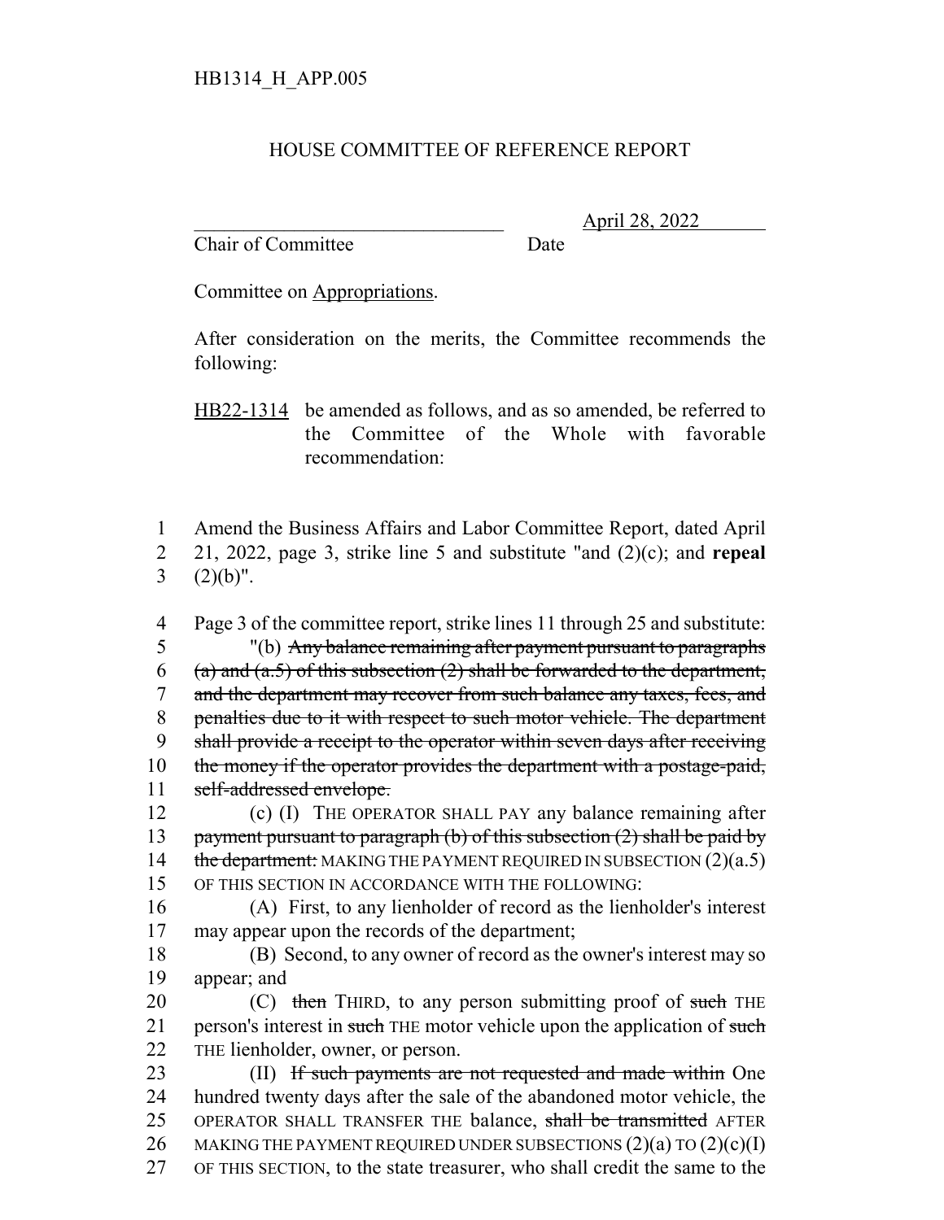HB1314_H_APP.005

# HOUSE COMMITTEE OF REFERENCE REPORT

\_\_\_\_\_\_\_\_\_\_\_\_\_\_\_\_\_\_\_\_\_\_\_\_\_\_\_\_\_\_\_\_ April 28, 2022
Chair of Committee Date

Committee on Appropriations.

After consideration on the merits, the Committee recommends the following:

HB22-1314 be amended as follows, and as so amended, be referred to the Committee of the Whole with favorable recommendation:

1 Amend the Business Affairs and Labor Committee Report, dated April
2 21, 2022, page 3, strike line 5 and substitute "and (2)(c); and **repeal**
3 (2)(b)".

4 Page 3 of the committee report, strike lines 11 through 25 and substitute:
5 "(b) ~~Any balance remaining after payment pursuant to paragraphs~~
6 ~~(a) and (a.5) of this subsection (2) shall be forwarded to the department,~~
7 ~~and the department may recover from such balance any taxes, fees, and~~
8 ~~penalties due to it with respect to such motor vehicle. The department~~
9 ~~shall provide a receipt to the operator within seven days after receiving~~
10 ~~the money if the operator provides the department with a postage-paid,~~
11 ~~self-addressed envelope.~~
12 (c) (I) THE OPERATOR SHALL PAY any balance remaining after
13 ~~payment pursuant to paragraph (b) of this subsection (2) shall be paid by~~
14 ~~the department:~~ MAKING THE PAYMENT REQUIRED IN SUBSECTION (2)(a.5)
15 OF THIS SECTION IN ACCORDANCE WITH THE FOLLOWING:
16 (A) First, to any lienholder of record as the lienholder's interest
17 may appear upon the records of the department;
18 (B) Second, to any owner of record as the owner's interest may so
19 appear; and
20 (C) ~~then~~ THIRD, to any person submitting proof of ~~such~~ THE
21 person's interest in ~~such~~ THE motor vehicle upon the application of ~~such~~
22 THE lienholder, owner, or person.
23 (II) ~~If such payments are not requested and made within~~ One
24 hundred twenty days after the sale of the abandoned motor vehicle, the
25 OPERATOR SHALL TRANSFER THE balance, ~~shall be transmitted~~ AFTER
26 MAKING THE PAYMENT REQUIRED UNDER SUBSECTIONS (2)(a) TO (2)(c)(I)
27 OF THIS SECTION, to the state treasurer, who shall credit the same to the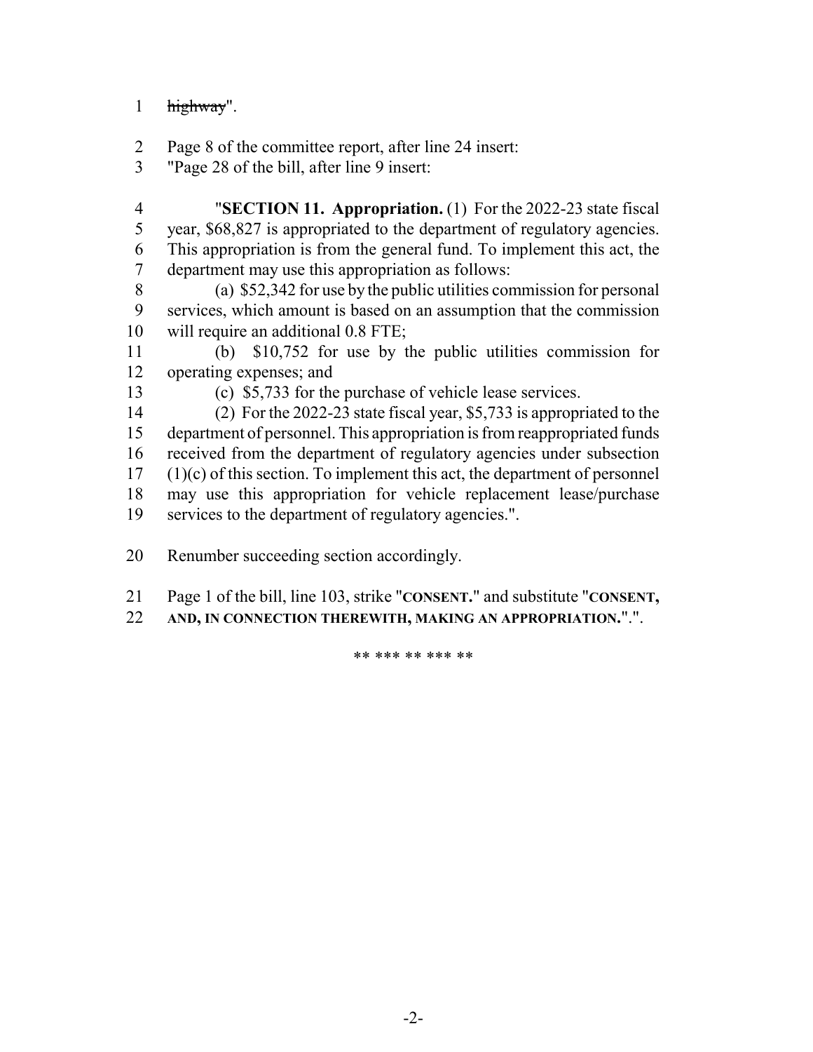~~highway~~".

Page 8 of the committee report, after line 24 insert:

"Page 28 of the bill, after line 9 insert:

"**SECTION 11. Appropriation.** (1) For the 2022-23 state fiscal year, $68,827 is appropriated to the department of regulatory agencies. This appropriation is from the general fund. To implement this act, the department may use this appropriation as follows:

(a) $52,342 for use by the public utilities commission for personal services, which amount is based on an assumption that the commission will require an additional 0.8 FTE;

(b) $10,752 for use by the public utilities commission for operating expenses; and

(c) $5,733 for the purchase of vehicle lease services.

(2) For the 2022-23 state fiscal year, $5,733 is appropriated to the department of personnel. This appropriation is from reappropriated funds received from the department of regulatory agencies under subsection (1)(c) of this section. To implement this act, the department of personnel may use this appropriation for vehicle replacement lease/purchase services to the department of regulatory agencies.".

Renumber succeeding section accordingly.

Page 1 of the bill, line 103, strike "**CONSENT.**" and substitute "**CONSENT, AND, IN CONNECTION THEREWITH, MAKING AN APPROPRIATION.**".".

** *** ** *** **